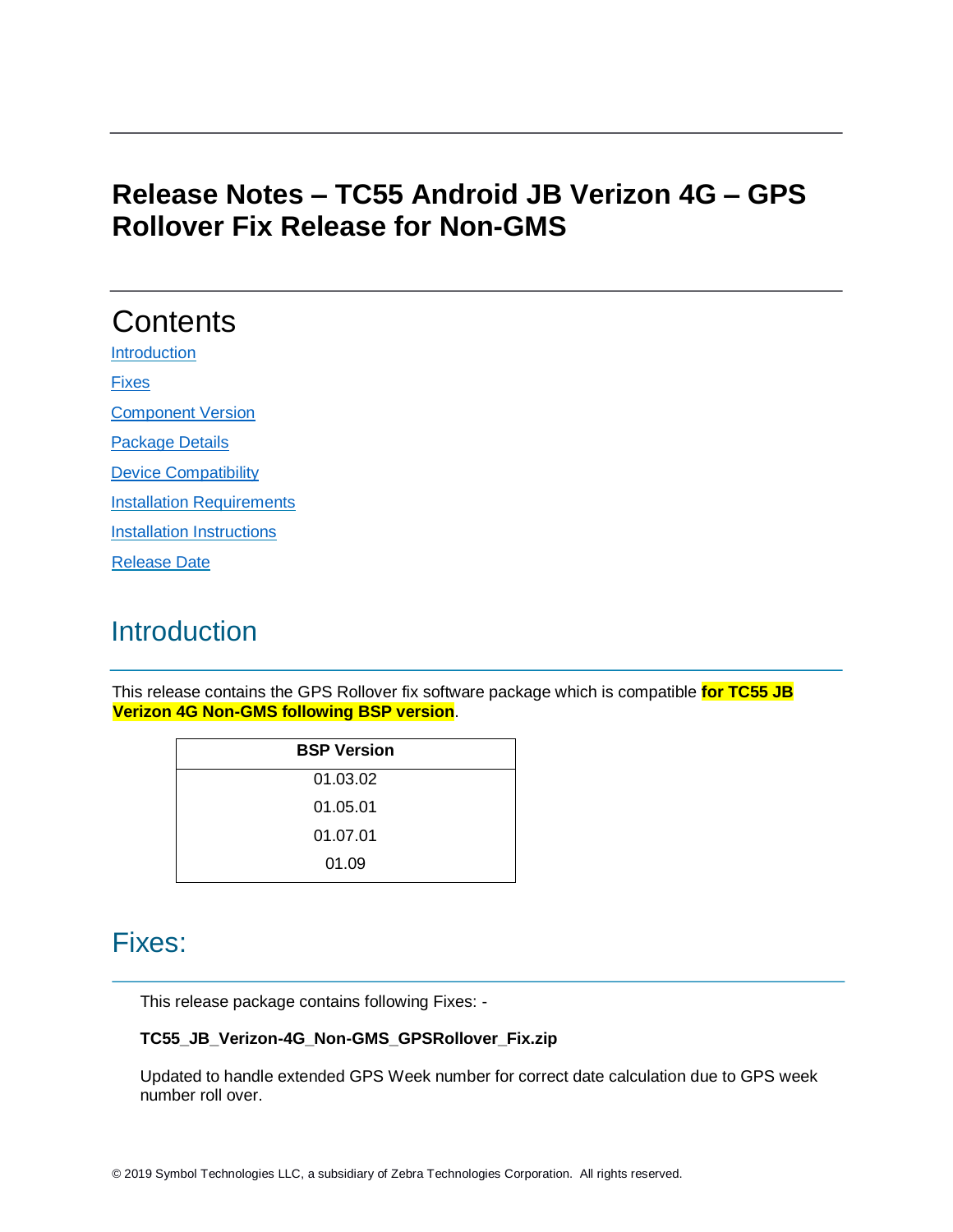# Release Notes – TC55 Android JB Verizon 4G – GPS Rollover Fix Release for Non-GMS

## Contents

[Introduction](#introduction)

[Fixes](#fixes)

[Component Version](#component-version)

[Package Details](#package-details)

[Device Compatibility](#device-compatibility)

[Installation Requirements](#installation-requirements)

[Installation Instructions](#installation-instructions)

[Release Date](#release-date)

## Introduction

This release contains the GPS Rollover fix software package which is compatible **for TC55 JB Verizon 4G Non-GMS following BSP version**.

| BSP Version |
| --- |
| 01.03.02 |
| 01.05.01 |
| 01.07.01 |
| 01.09 |

## Fixes:

This release package contains following Fixes: -

**TC55_JB_Verizon-4G_Non-GMS_GPSRollover_Fix.zip**

Updated to handle extended GPS Week number for correct date calculation due to GPS week number roll over.

© 2019 Symbol Technologies LLC, a subsidiary of Zebra Technologies Corporation. All rights reserved.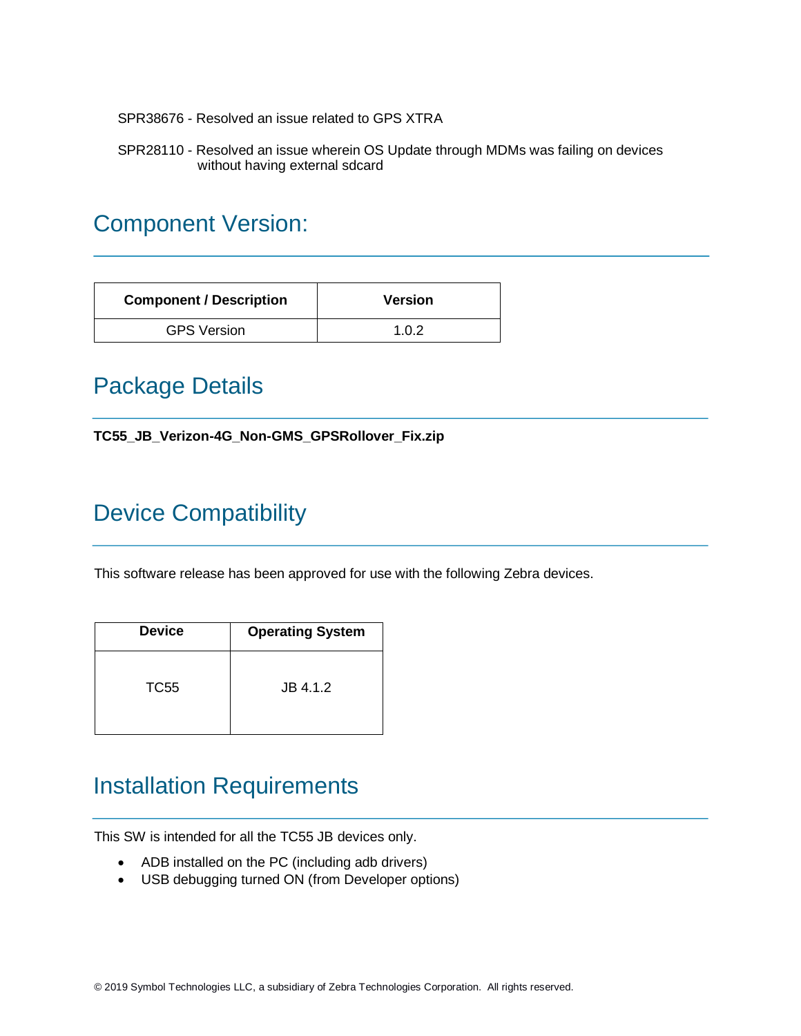SPR38676 - Resolved an issue related to GPS XTRA

SPR28110 - Resolved an issue wherein OS Update through MDMs was failing on devices without having external sdcard

## Component Version:

| Component / Description | Version |
|---|---|
| GPS Version | 1.0.2 |

## Package Details

**TC55_JB_Verizon-4G_Non-GMS_GPSRollover_Fix.zip**

## Device Compatibility

This software release has been approved for use with the following Zebra devices.

| Device | Operating System |
|---|---|
| TC55 | JB 4.1.2 |

## Installation Requirements

This SW is intended for all the TC55 JB devices only.

- ADB installed on the PC (including adb drivers)
- USB debugging turned ON (from Developer options)

© 2019 Symbol Technologies LLC, a subsidiary of Zebra Technologies Corporation. All rights reserved.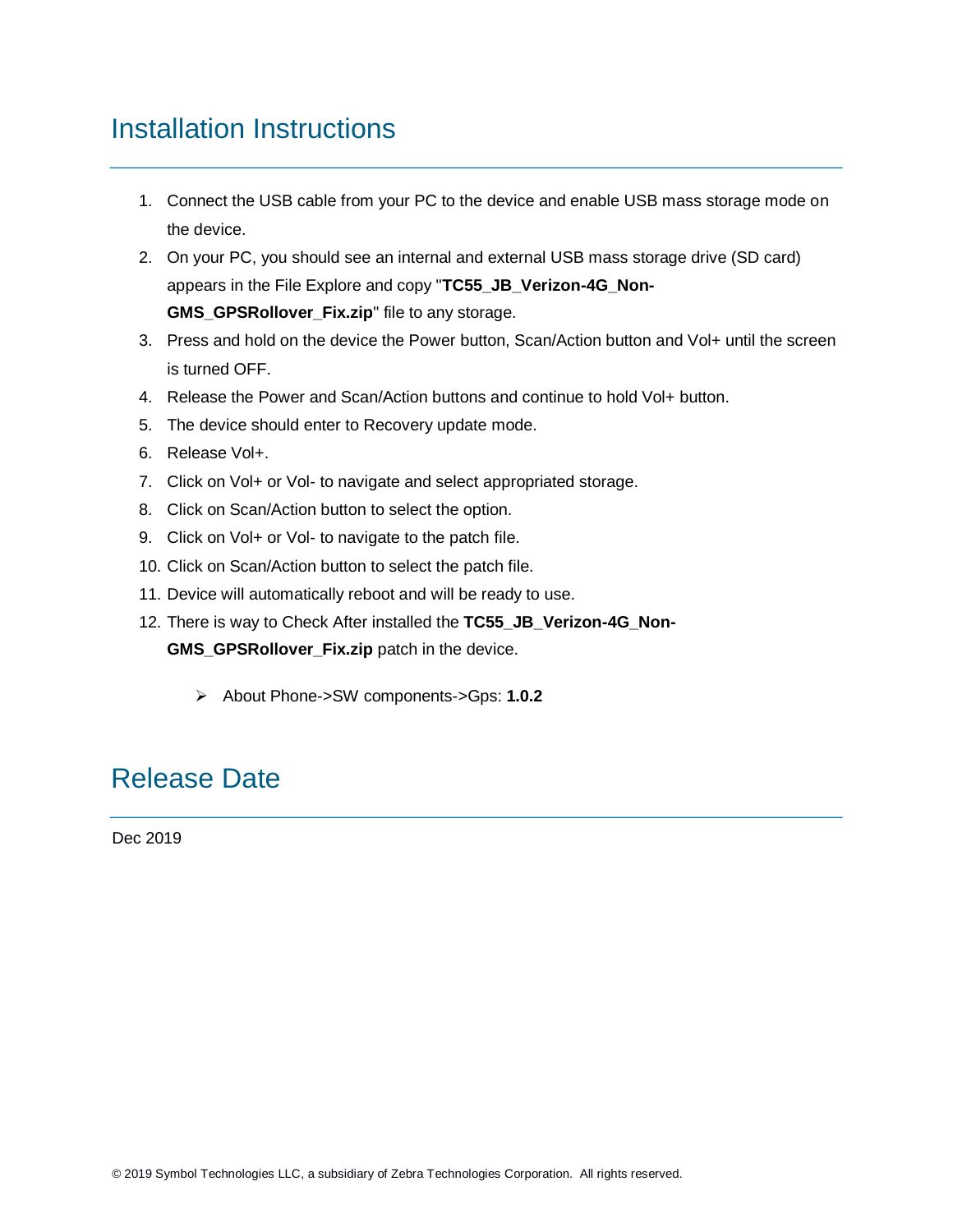## Installation Instructions

1. Connect the USB cable from your PC to the device and enable USB mass storage mode on the device.
2. On your PC, you should see an internal and external USB mass storage drive (SD card) appears in the File Explore and copy "**TC55_JB_Verizon-4G_Non-GMS_GPSRollover_Fix.zip**" file to any storage.
3. Press and hold on the device the Power button, Scan/Action button and Vol+ until the screen is turned OFF.
4. Release the Power and Scan/Action buttons and continue to hold Vol+ button.
5. The device should enter to Recovery update mode.
6. Release Vol+.
7. Click on Vol+ or Vol- to navigate and select appropriated storage.
8. Click on Scan/Action button to select the option.
9. Click on Vol+ or Vol- to navigate to the patch file.
10. Click on Scan/Action button to select the patch file.
11. Device will automatically reboot and will be ready to use.
12. There is way to Check After installed the **TC55_JB_Verizon-4G_Non-GMS_GPSRollover_Fix.zip** patch in the device.

    - About Phone->SW components->Gps: **1.0.2**

## Release Date

Dec 2019

© 2019 Symbol Technologies LLC, a subsidiary of Zebra Technologies Corporation. All rights reserved.